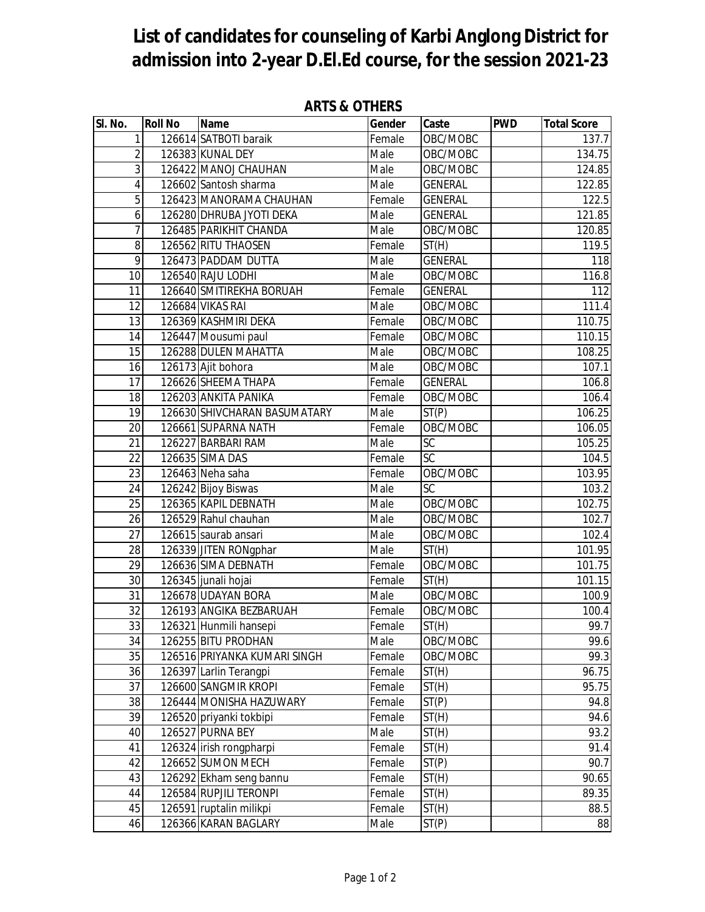# List of candidates for counseling of Karbi Anglong District for admission into 2-year D.El.Ed course, for the session 2021-23

## ARTS & OTHERS

| Sl. No. | Roll No | Name | Gender | Caste | PWD | Total Score |
|---|---|---|---|---|---|---|
| 1 | 126614 | SATBOTI baraik | Female | OBC/MOBC | | 137.7 |
| 2 | 126383 | KUNAL DEY | Male | OBC/MOBC | | 134.75 |
| 3 | 126422 | MANOJ CHAUHAN | Male | OBC/MOBC | | 124.85 |
| 4 | 126602 | Santosh sharma | Male | GENERAL | | 122.85 |
| 5 | 126423 | MANORAMA CHAUHAN | Female | GENERAL | | 122.5 |
| 6 | 126280 | DHRUBA JYOTI DEKA | Male | GENERAL | | 121.85 |
| 7 | 126485 | PARIKHIT CHANDA | Male | OBC/MOBC | | 120.85 |
| 8 | 126562 | RITU THAOSEN | Female | ST(H) | | 119.5 |
| 9 | 126473 | PADDAM DUTTA | Male | GENERAL | | 118 |
| 10 | 126540 | RAJU LODHI | Male | OBC/MOBC | | 116.8 |
| 11 | 126640 | SMITIREKHA BORUAH | Female | GENERAL | | 112 |
| 12 | 126684 | VIKAS RAI | Male | OBC/MOBC | | 111.4 |
| 13 | 126369 | KASHMIRI DEKA | Female | OBC/MOBC | | 110.75 |
| 14 | 126447 | Mousumi paul | Female | OBC/MOBC | | 110.15 |
| 15 | 126288 | DULEN MAHATTA | Male | OBC/MOBC | | 108.25 |
| 16 | 126173 | Ajit bohora | Male | OBC/MOBC | | 107.1 |
| 17 | 126626 | SHEEMA THAPA | Female | GENERAL | | 106.8 |
| 18 | 126203 | ANKITA PANIKA | Female | OBC/MOBC | | 106.4 |
| 19 | 126630 | SHIVCHARAN BASUMATARY | Male | ST(P) | | 106.25 |
| 20 | 126661 | SUPARNA NATH | Female | OBC/MOBC | | 106.05 |
| 21 | 126227 | BARBARI RAM | Male | SC | | 105.25 |
| 22 | 126635 | SIMA DAS | Female | SC | | 104.5 |
| 23 | 126463 | Neha saha | Female | OBC/MOBC | | 103.95 |
| 24 | 126242 | Bijoy Biswas | Male | SC | | 103.2 |
| 25 | 126365 | KAPIL DEBNATH | Male | OBC/MOBC | | 102.75 |
| 26 | 126529 | Rahul chauhan | Male | OBC/MOBC | | 102.7 |
| 27 | 126615 | saurab ansari | Male | OBC/MOBC | | 102.4 |
| 28 | 126339 | JITEN RONgphar | Male | ST(H) | | 101.95 |
| 29 | 126636 | SIMA DEBNATH | Female | OBC/MOBC | | 101.75 |
| 30 | 126345 | junali hojai | Female | ST(H) | | 101.15 |
| 31 | 126678 | UDAYAN BORA | Male | OBC/MOBC | | 100.9 |
| 32 | 126193 | ANGIKA BEZBARUAH | Female | OBC/MOBC | | 100.4 |
| 33 | 126321 | Hunmili hansepi | Female | ST(H) | | 99.7 |
| 34 | 126255 | BITU PRODHAN | Male | OBC/MOBC | | 99.6 |
| 35 | 126516 | PRIYANKA KUMARI SINGH | Female | OBC/MOBC | | 99.3 |
| 36 | 126397 | Larlin Terangpi | Female | ST(H) | | 96.75 |
| 37 | 126600 | SANGMIR KROPI | Female | ST(H) | | 95.75 |
| 38 | 126444 | MONISHA HAZUWARY | Female | ST(P) | | 94.8 |
| 39 | 126520 | priyanki tokbipi | Female | ST(H) | | 94.6 |
| 40 | 126527 | PURNA BEY | Male | ST(H) | | 93.2 |
| 41 | 126324 | irish rongpharpi | Female | ST(H) | | 91.4 |
| 42 | 126652 | SUMON MECH | Female | ST(P) | | 90.7 |
| 43 | 126292 | Ekham seng bannu | Female | ST(H) | | 90.65 |
| 44 | 126584 | RUPJILI TERONPI | Female | ST(H) | | 89.35 |
| 45 | 126591 | ruptalin milikpi | Female | ST(H) | | 88.5 |
| 46 | 126366 | KARAN BAGLARY | Male | ST(P) | | 88 |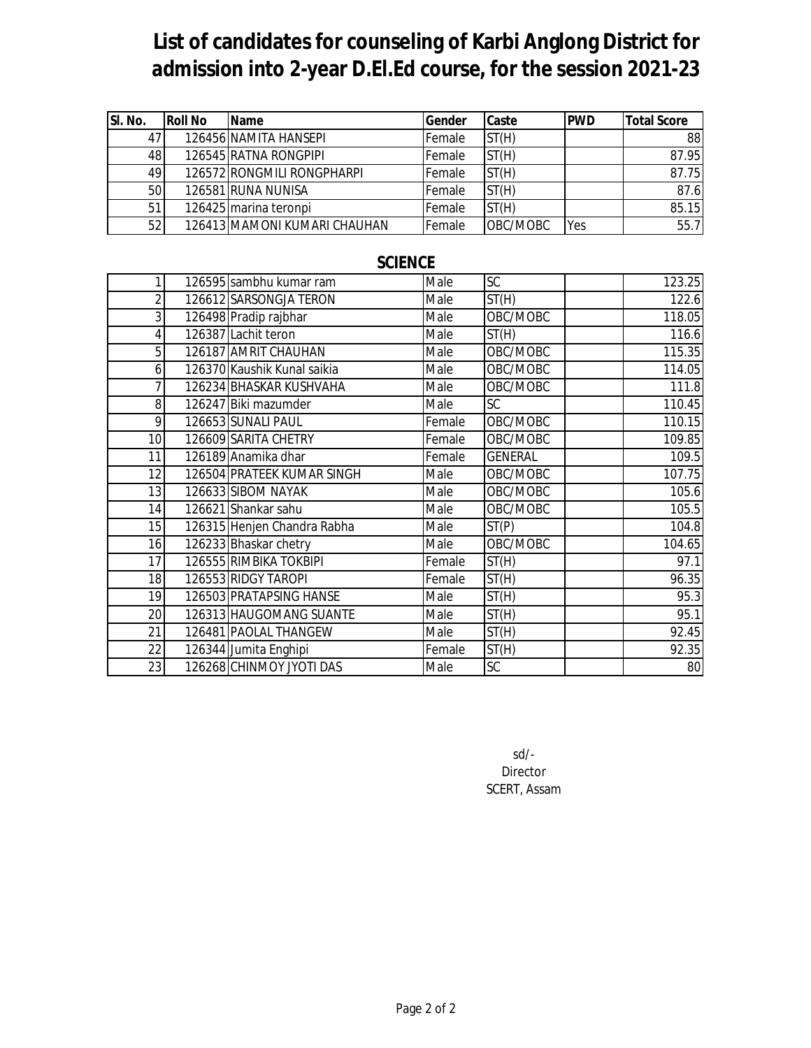# List of candidates for counseling of Karbi Anglong District for admission into 2-year D.El.Ed course, for the session 2021-23

| Sl. No. | Roll No | Name | Gender | Caste | PWD | Total Score |
|---|---|---|---|---|---|---|
| 47 | 126456 | NAMITA HANSEPI | Female | ST(H) | | 88 |
| 48 | 126545 | RATNA RONGPIPI | Female | ST(H) | | 87.95 |
| 49 | 126572 | RONGMILI RONGPHARPI | Female | ST(H) | | 87.75 |
| 50 | 126581 | RUNA NUNISA | Female | ST(H) | | 87.6 |
| 51 | 126425 | marina teronpi | Female | ST(H) | | 85.15 |
| 52 | 126413 | MAMONI KUMARI CHAUHAN | Female | OBC/MOBC | Yes | 55.7 |

## SCIENCE

| | | | | | | |
|---|---|---|---|---|---|---|
| 1 | 126595 | sambhu kumar ram | Male | SC | | 123.25 |
| 2 | 126612 | SARSONGJA TERON | Male | ST(H) | | 122.6 |
| 3 | 126498 | Pradip rajbhar | Male | OBC/MOBC | | 118.05 |
| 4 | 126387 | Lachit teron | Male | ST(H) | | 116.6 |
| 5 | 126187 | AMRIT CHAUHAN | Male | OBC/MOBC | | 115.35 |
| 6 | 126370 | Kaushik Kunal saikia | Male | OBC/MOBC | | 114.05 |
| 7 | 126234 | BHASKAR KUSHVAHA | Male | OBC/MOBC | | 111.8 |
| 8 | 126247 | Biki mazumder | Male | SC | | 110.45 |
| 9 | 126653 | SUNALI PAUL | Female | OBC/MOBC | | 110.15 |
| 10 | 126609 | SARITA CHETRY | Female | OBC/MOBC | | 109.85 |
| 11 | 126189 | Anamika dhar | Female | GENERAL | | 109.5 |
| 12 | 126504 | PRATEEK KUMAR SINGH | Male | OBC/MOBC | | 107.75 |
| 13 | 126633 | SIBOM NAYAK | Male | OBC/MOBC | | 105.6 |
| 14 | 126621 | Shankar sahu | Male | OBC/MOBC | | 105.5 |
| 15 | 126315 | Henjen Chandra Rabha | Male | ST(P) | | 104.8 |
| 16 | 126233 | Bhaskar chetry | Male | OBC/MOBC | | 104.65 |
| 17 | 126555 | RIMBIKA TOKBIPI | Female | ST(H) | | 97.1 |
| 18 | 126553 | RIDGY TAROPI | Female | ST(H) | | 96.35 |
| 19 | 126503 | PRATAPSING HANSE | Male | ST(H) | | 95.3 |
| 20 | 126313 | HAUGOMANG SUANTE | Male | ST(H) | | 95.1 |
| 21 | 126481 | PAOLAL THANGEW | Male | ST(H) | | 92.45 |
| 22 | 126344 | Jumita Enghipi | Female | ST(H) | | 92.35 |
| 23 | 126268 | CHINMOY JYOTI DAS | Male | SC | | 80 |

sd/-
Director
SCERT, Assam